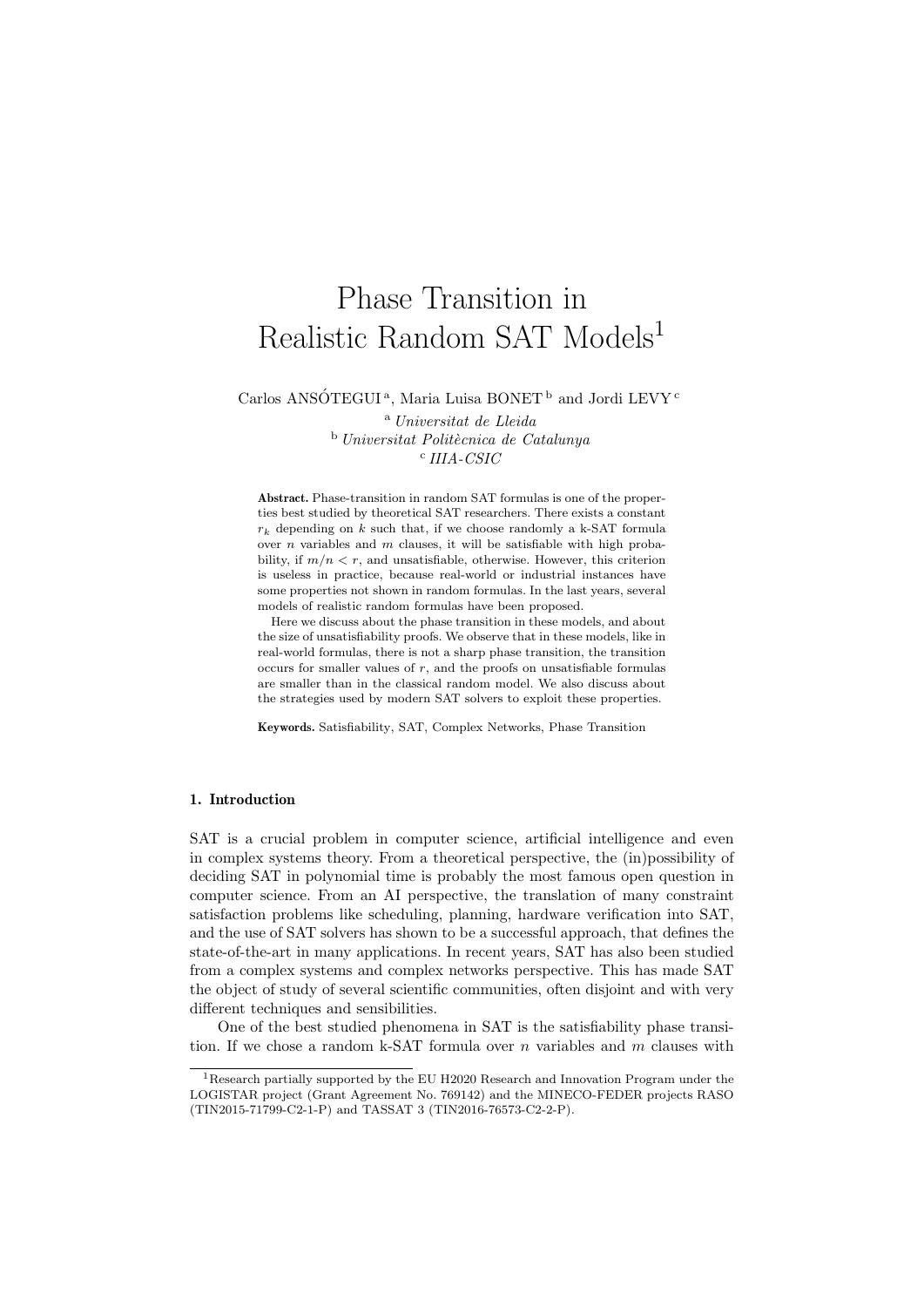# Phase Transition in Realistic Random SAT Models[1]

Carlos ANSÓTEGUI [a], Maria Luisa BONET [b] and Jordi LEVY [c]

[a] *Universitat de Lleida*
[b] *Universitat Politècnica de Catalunya*
[c] *IIIA-CSIC*

**Abstract.** Phase-transition in random SAT formulas is one of the properties best studied by theoretical SAT researchers. There exists a constant $r_k$ depending on $k$ such that, if we choose randomly a k-SAT formula over $n$ variables and $m$ clauses, it will be satisfiable with high probability, if $m/n < r$, and unsatisfiable, otherwise. However, this criterion is useless in practice, because real-world or industrial instances have some properties not shown in random formulas. In the last years, several models of realistic random formulas have been proposed.

Here we discuss about the phase transition in these models, and about the size of unsatisfiability proofs. We observe that in these models, like in real-world formulas, there is not a sharp phase transition, the transition occurs for smaller values of $r$, and the proofs on unsatisfiable formulas are smaller than in the classical random model. We also discuss about the strategies used by modern SAT solvers to exploit these properties.

**Keywords.** Satisfiability, SAT, Complex Networks, Phase Transition

## 1. Introduction

SAT is a crucial problem in computer science, artificial intelligence and even in complex systems theory. From a theoretical perspective, the (in)possibility of deciding SAT in polynomial time is probably the most famous open question in computer science. From an AI perspective, the translation of many constraint satisfaction problems like scheduling, planning, hardware verification into SAT, and the use of SAT solvers has shown to be a successful approach, that defines the state-of-the-art in many applications. In recent years, SAT has also been studied from a complex systems and complex networks perspective. This has made SAT the object of study of several scientific communities, often disjoint and with very different techniques and sensibilities.

One of the best studied phenomena in SAT is the satisfiability phase transition. If we chose a random k-SAT formula over $n$ variables and $m$ clauses with

[1] Research partially supported by the EU H2020 Research and Innovation Program under the LOGISTAR project (Grant Agreement No. 769142) and the MINECO-FEDER projects RASO (TIN2015-71799-C2-1-P) and TASSAT 3 (TIN2016-76573-C2-2-P).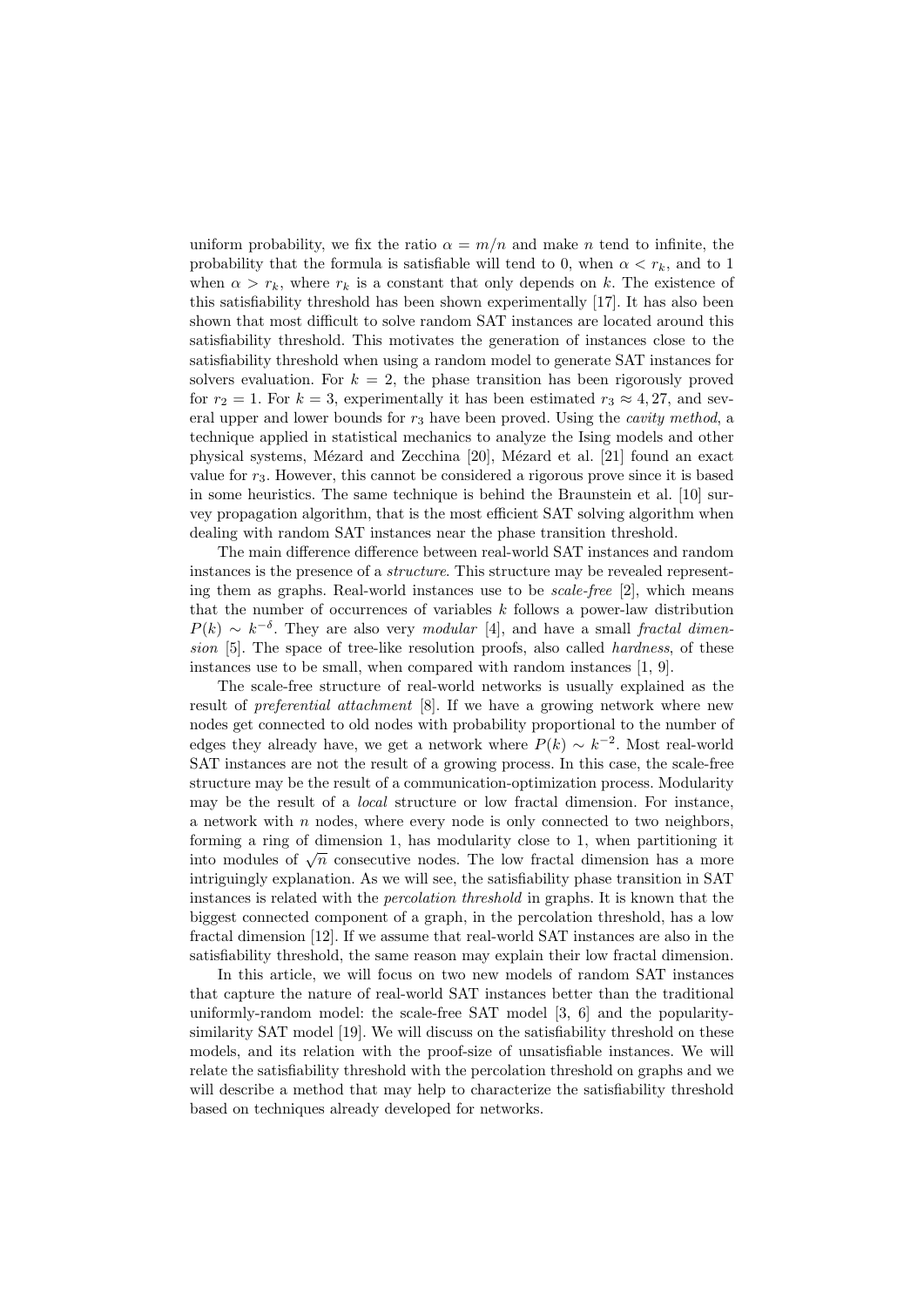uniform probability, we fix the ratio $\alpha = m/n$ and make $n$ tend to infinite, the probability that the formula is satisfiable will tend to 0, when $\alpha < r_k$, and to 1 when $\alpha > r_k$, where $r_k$ is a constant that only depends on $k$. The existence of this satisfiability threshold has been shown experimentally [17]. It has also been shown that most difficult to solve random SAT instances are located around this satisfiability threshold. This motivates the generation of instances close to the satisfiability threshold when using a random model to generate SAT instances for solvers evaluation. For $k = 2$, the phase transition has been rigorously proved for $r_2 = 1$. For $k = 3$, experimentally it has been estimated $r_3 \approx 4,27$, and several upper and lower bounds for $r_3$ have been proved. Using the *cavity method*, a technique applied in statistical mechanics to analyze the Ising models and other physical systems, Mézard and Zecchina [20], Mézard et al. [21] found an exact value for $r_3$. However, this cannot be considered a rigorous prove since it is based in some heuristics. The same technique is behind the Braunstein et al. [10] survey propagation algorithm, that is the most efficient SAT solving algorithm when dealing with random SAT instances near the phase transition threshold.

The main difference difference between real-world SAT instances and random instances is the presence of a *structure*. This structure may be revealed representing them as graphs. Real-world instances use to be *scale-free* [2], which means that the number of occurrences of variables $k$ follows a power-law distribution $P(k) \sim k^{-\delta}$. They are also very *modular* [4], and have a small *fractal dimension* [5]. The space of tree-like resolution proofs, also called *hardness*, of these instances use to be small, when compared with random instances [1, 9].

The scale-free structure of real-world networks is usually explained as the result of *preferential attachment* [8]. If we have a growing network where new nodes get connected to old nodes with probability proportional to the number of edges they already have, we get a network where $P(k) \sim k^{-2}$. Most real-world SAT instances are not the result of a growing process. In this case, the scale-free structure may be the result of a communication-optimization process. Modularity may be the result of a *local* structure or low fractal dimension. For instance, a network with $n$ nodes, where every node is only connected to two neighbors, forming a ring of dimension 1, has modularity close to 1, when partitioning it into modules of $\sqrt{n}$ consecutive nodes. The low fractal dimension has a more intriguingly explanation. As we will see, the satisfiability phase transition in SAT instances is related with the *percolation threshold* in graphs. It is known that the biggest connected component of a graph, in the percolation threshold, has a low fractal dimension [12]. If we assume that real-world SAT instances are also in the satisfiability threshold, the same reason may explain their low fractal dimension.

In this article, we will focus on two new models of random SAT instances that capture the nature of real-world SAT instances better than the traditional uniformly-random model: the scale-free SAT model [3, 6] and the popularity-similarity SAT model [19]. We will discuss on the satisfiability threshold on these models, and its relation with the proof-size of unsatisfiable instances. We will relate the satisfiability threshold with the percolation threshold on graphs and we will describe a method that may help to characterize the satisfiability threshold based on techniques already developed for networks.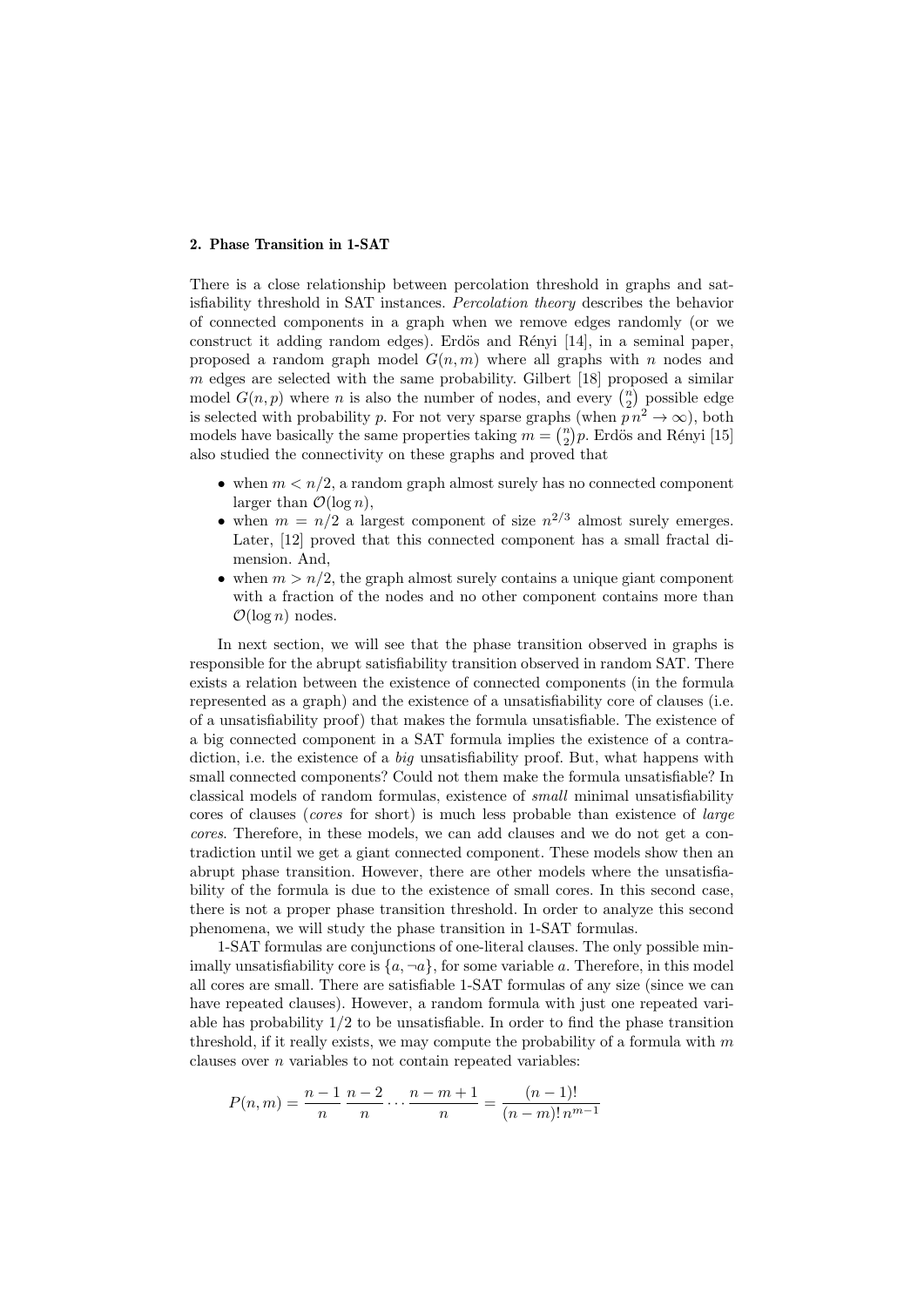## 2. Phase Transition in 1-SAT

There is a close relationship between percolation threshold in graphs and satisfiability threshold in SAT instances. *Percolation theory* describes the behavior of connected components in a graph when we remove edges randomly (or we construct it adding random edges). Erdös and Rényi [14], in a seminal paper, proposed a random graph model $G(n, m)$ where all graphs with $n$ nodes and $m$ edges are selected with the same probability. Gilbert [18] proposed a similar model $G(n, p)$ where $n$ is also the number of nodes, and every $\binom{n}{2}$ possible edge is selected with probability $p$. For not very sparse graphs (when $p\, n^2 \to \infty$), both models have basically the same properties taking $m = \binom{n}{2}p$. Erdös and Rényi [15] also studied the connectivity on these graphs and proved that

- when $m < n/2$, a random graph almost surely has no connected component larger than $\mathcal{O}(\log n)$,
- when $m = n/2$ a largest component of size $n^{2/3}$ almost surely emerges. Later, [12] proved that this connected component has a small fractal dimension. And,
- when $m > n/2$, the graph almost surely contains a unique giant component with a fraction of the nodes and no other component contains more than $\mathcal{O}(\log n)$ nodes.

In next section, we will see that the phase transition observed in graphs is responsible for the abrupt satisfiability transition observed in random SAT. There exists a relation between the existence of connected components (in the formula represented as a graph) and the existence of a unsatisfiability core of clauses (i.e. of a unsatisfiability proof) that makes the formula unsatisfiable. The existence of a big connected component in a SAT formula implies the existence of a contradiction, i.e. the existence of a *big* unsatisfiability proof. But, what happens with small connected components? Could not them make the formula unsatisfiable? In classical models of random formulas, existence of *small* minimal unsatisfiability cores of clauses (*cores* for short) is much less probable than existence of *large cores*. Therefore, in these models, we can add clauses and we do not get a contradiction until we get a giant connected component. These models show then an abrupt phase transition. However, there are other models where the unsatisfiability of the formula is due to the existence of small cores. In this second case, there is not a proper phase transition threshold. In order to analyze this second phenomena, we will study the phase transition in 1-SAT formulas.

1-SAT formulas are conjunctions of one-literal clauses. The only possible minimally unsatisfiability core is $\{a, \neg a\}$, for some variable $a$. Therefore, in this model all cores are small. There are satisfiable 1-SAT formulas of any size (since we can have repeated clauses). However, a random formula with just one repeated variable has probability $1/2$ to be unsatisfiable. In order to find the phase transition threshold, if it really exists, we may compute the probability of a formula with $m$ clauses over $n$ variables to not contain repeated variables:

$$P(n, m) = \frac{n-1}{n}\,\frac{n-2}{n}\cdots\frac{n-m+1}{n} = \frac{(n-1)!}{(n-m)!\,n^{m-1}}$$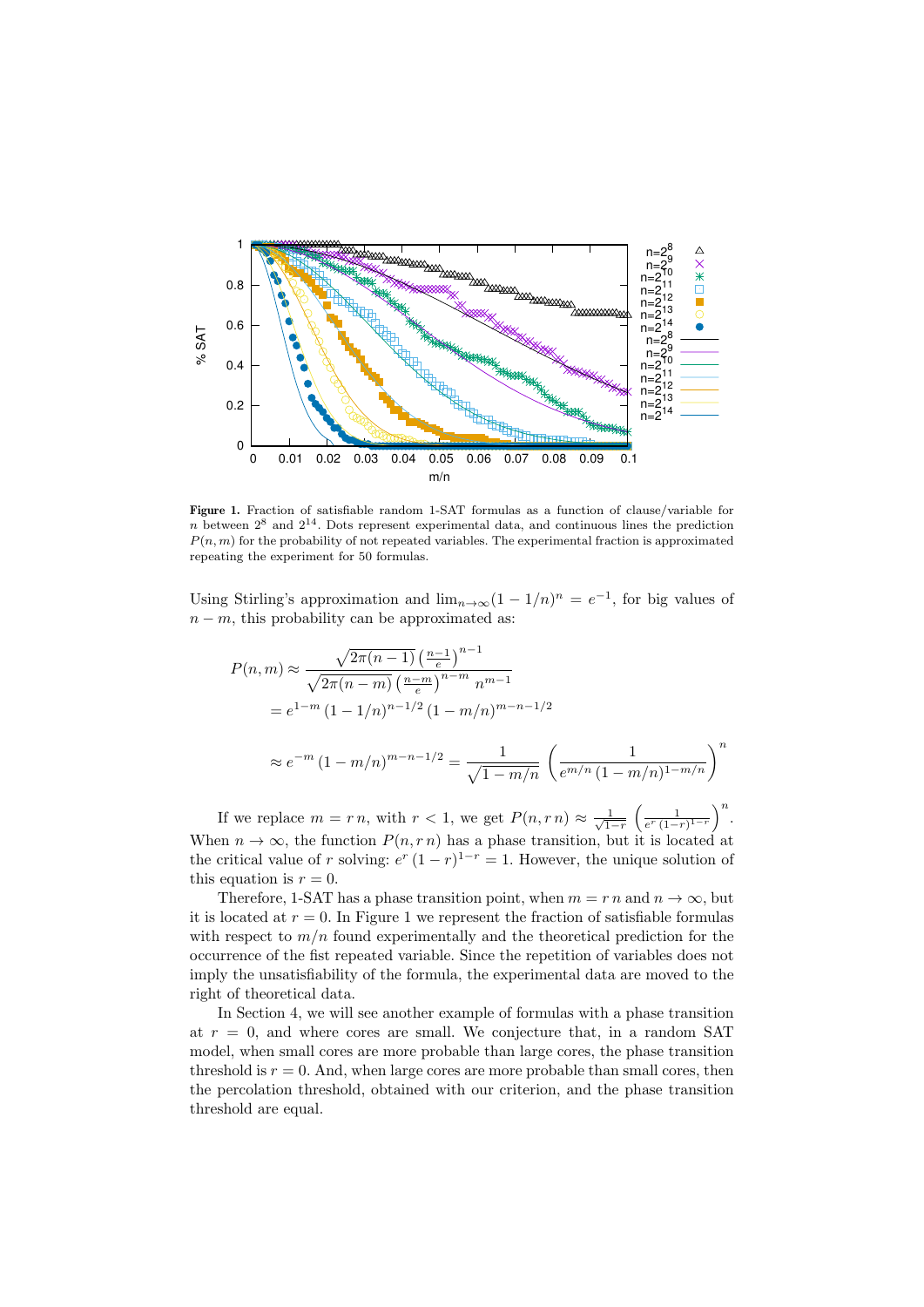**Figure 1.** Fraction of satisfiable random 1-SAT formulas as a function of clause/variable for $n$ between $2^8$ and $2^{14}$. Dots represent experimental data, and continuous lines the prediction $P(n,m)$ for the probability of not repeated variables. The experimental fraction is approximated repeating the experiment for 50 formulas.

Using Stirling's approximation and $\lim_{n\to\infty}(1-1/n)^n = e^{-1}$, for big values of $n-m$, this probability can be approximated as:

$$
\begin{aligned}
P(n,m) &\approx \frac{\sqrt{2\pi(n-1)}\left(\frac{n-1}{e}\right)^{n-1}}{\sqrt{2\pi(n-m)}\left(\frac{n-m}{e}\right)^{n-m} n^{m-1}} \\
&= e^{1-m}\,(1-1/n)^{n-1/2}\,(1-m/n)^{m-n-1/2} \\
&\approx e^{-m}\,(1-m/n)^{m-n-1/2} = \frac{1}{\sqrt{1-m/n}}\left(\frac{1}{e^{m/n}\,(1-m/n)^{1-m/n}}\right)^n
\end{aligned}
$$

If we replace $m = r\,n$, with $r<1$, we get $P(n, r\,n) \approx \frac{1}{\sqrt{1-r}}\left(\frac{1}{e^r\,(1-r)^{1-r}}\right)^n$. When $n\to\infty$, the function $P(n, r\,n)$ has a phase transition, but it is located at the critical value of $r$ solving: $e^r\,(1-r)^{1-r} = 1$. However, the unique solution of this equation is $r=0$.

Therefore, 1-SAT has a phase transition point, when $m = r\,n$ and $n\to\infty$, but it is located at $r=0$. In Figure 1 we represent the fraction of satisfiable formulas with respect to $m/n$ found experimentally and the theoretical prediction for the occurrence of the fist repeated variable. Since the repetition of variables does not imply the unsatisfiability of the formula, the experimental data are moved to the right of theoretical data.

In Section 4, we will see another example of formulas with a phase transition at $r=0$, and where cores are small. We conjecture that, in a random SAT model, when small cores are more probable than large cores, the phase transition threshold is $r=0$. And, when large cores are more probable than small cores, then the percolation threshold, obtained with our criterion, and the phase transition threshold are equal.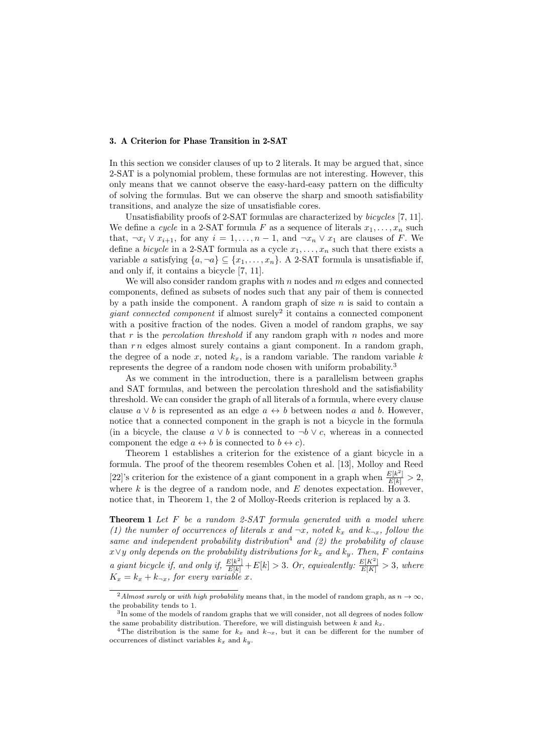### 3. A Criterion for Phase Transition in 2-SAT

In this section we consider clauses of up to 2 literals. It may be argued that, since 2-SAT is a polynomial problem, these formulas are not interesting. However, this only means that we cannot observe the easy-hard-easy pattern on the difficulty of solving the formulas. But we can observe the sharp and smooth satisfiability transitions, and analyze the size of unsatisfiable cores.

Unsatisfiability proofs of 2-SAT formulas are characterized by *bicycles* [7, 11]. We define a *cycle* in a 2-SAT formula $F$ as a sequence of literals $x_1, \dots, x_n$ such that, $\neg x_i \vee x_{i+1}$, for any $i = 1, \dots, n-1$, and $\neg x_n \vee x_1$ are clauses of $F$. We define a *bicycle* in a 2-SAT formula as a cycle $x_1, \dots, x_n$ such that there exists a variable $a$ satisfying $\{a, \neg a\} \subseteq \{x_1, \dots, x_n\}$. A 2-SAT formula is unsatisfiable if, and only if, it contains a bicycle [7, 11].

We will also consider random graphs with $n$ nodes and $m$ edges and connected components, defined as subsets of nodes such that any pair of them is connected by a path inside the component. A random graph of size $n$ is said to contain a *giant connected component* if almost surely[2] it contains a connected component with a positive fraction of the nodes. Given a model of random graphs, we say that $r$ is the *percolation threshold* if any random graph with $n$ nodes and more than $r\,n$ edges almost surely contains a giant component. In a random graph, the degree of a node $x$, noted $k_x$, is a random variable. The random variable $k$ represents the degree of a random node chosen with uniform probability.[3]

As we comment in the introduction, there is a parallelism between graphs and SAT formulas, and between the percolation threshold and the satisfiability threshold. We can consider the graph of all literals of a formula, where every clause clause $a \vee b$ is represented as an edge $a \leftrightarrow b$ between nodes $a$ and $b$. However, notice that a connected component in the graph is not a bicycle in the formula (in a bicycle, the clause $a \vee b$ is connected to $\neg b \vee c$, whereas in a connected component the edge $a \leftrightarrow b$ is connected to $b \leftrightarrow c$).

Theorem 1 establishes a criterion for the existence of a giant bicycle in a formula. The proof of the theorem resembles Cohen et al. [13], Molloy and Reed [22]'s criterion for the existence of a giant component in a graph when $\frac{E[k^2]}{E[k]} > 2$, where $k$ is the degree of a random node, and $E$ denotes expectation. However, notice that, in Theorem 1, the 2 of Molloy-Reeds criterion is replaced by a 3.

**Theorem 1** *Let $F$ be a random 2-SAT formula generated with a model where (1) the number of occurrences of literals $x$ and $\neg x$, noted $k_x$ and $k_{\neg x}$, follow the same and independent probability distribution*[4] *and (2) the probability of clause $x \vee y$ only depends on the probability distributions for $k_x$ and $k_y$. Then, $F$ contains a giant bicycle if, and only if, $\frac{E[k^2]}{E[k]} + E[k] > 3$. Or, equivalently: $\frac{E[K^2]}{E[K]} > 3$, where $K_x = k_x + k_{\neg x}$, for every variable $x$.*

---

[2] *Almost surely* or *with high probability* means that, in the model of random graph, as $n \to \infty$, the probability tends to 1.

[3] In some of the models of random graphs that we will consider, not all degrees of nodes follow the same probability distribution. Therefore, we will distinguish between $k$ and $k_x$.

[4] The distribution is the same for $k_x$ and $k_{\neg x}$, but it can be different for the number of occurrences of distinct variables $k_x$ and $k_y$.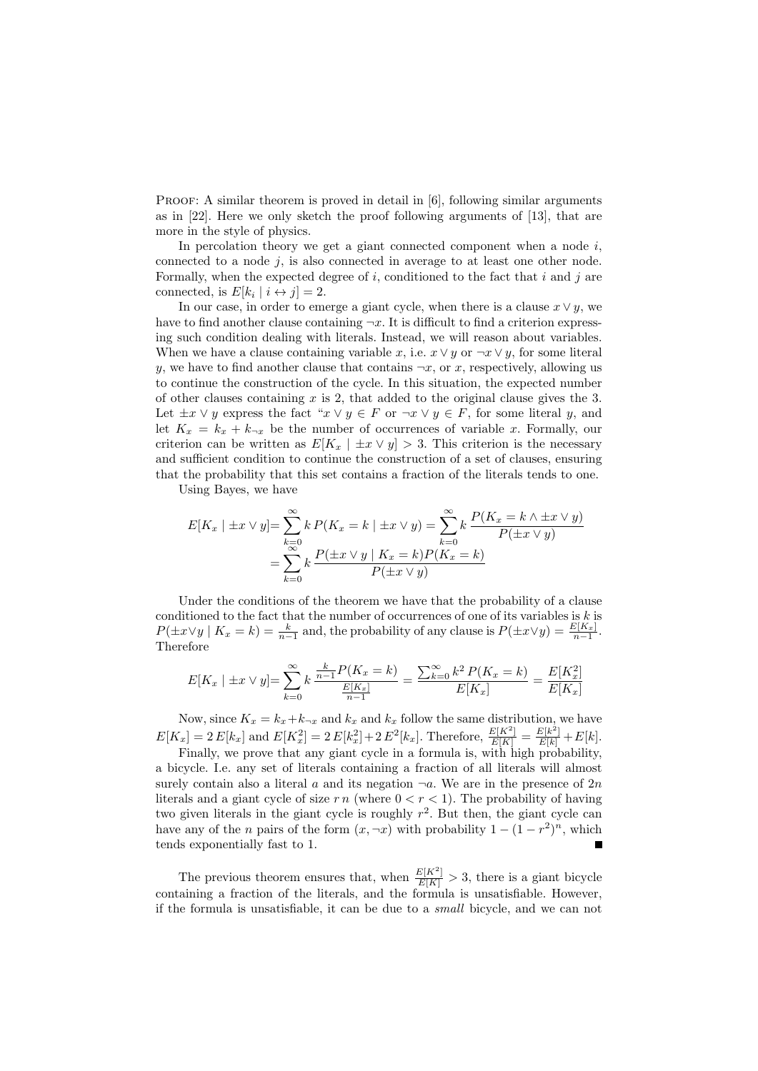PROOF: A similar theorem is proved in detail in [6], following similar arguments as in [22]. Here we only sketch the proof following arguments of [13], that are more in the style of physics.

In percolation theory we get a giant connected component when a node $i$, connected to a node $j$, is also connected in average to at least one other node. Formally, when the expected degree of $i$, conditioned to the fact that $i$ and $j$ are connected, is $E[k_i \mid i \leftrightarrow j] = 2$.

In our case, in order to emerge a giant cycle, when there is a clause $x \vee y$, we have to find another clause containing $\neg x$. It is difficult to find a criterion expressing such condition dealing with literals. Instead, we will reason about variables. When we have a clause containing variable $x$, i.e. $x \vee y$ or $\neg x \vee y$, for some literal $y$, we have to find another clause that contains $\neg x$, or $x$, respectively, allowing us to continue the construction of the cycle. In this situation, the expected number of other clauses containing $x$ is 2, that added to the original clause gives the 3. Let $\pm x \vee y$ express the fact "$x \vee y \in F$ or $\neg x \vee y \in F$, for some literal $y$, and let $K_x = k_x + k_{\neg x}$ be the number of occurrences of variable $x$. Formally, our criterion can be written as $E[K_x \mid \pm x \vee y] > 3$. This criterion is the necessary and sufficient condition to continue the construction of a set of clauses, ensuring that the probability that this set contains a fraction of the literals tends to one.

Using Bayes, we have

$$
\begin{aligned}
E[K_x \mid \pm x \vee y] &= \sum_{k=0}^{\infty} k\, P(K_x = k \mid \pm x \vee y) = \sum_{k=0}^{\infty} k\, \frac{P(K_x = k \wedge \pm x \vee y)}{P(\pm x \vee y)} \\
&= \sum_{k=0}^{\infty} k\, \frac{P(\pm x \vee y \mid K_x = k) P(K_x = k)}{P(\pm x \vee y)}
\end{aligned}
$$

Under the conditions of the theorem we have that the probability of a clause conditioned to the fact that the number of occurrences of one of its variables is $k$ is $P(\pm x \vee y \mid K_x = k) = \frac{k}{n-1}$ and, the probability of any clause is $P(\pm x \vee y) = \frac{E[K_x]}{n-1}$. Therefore

$$
E[K_x \mid \pm x \vee y] = \sum_{k=0}^{\infty} k\, \frac{\frac{k}{n-1} P(K_x = k)}{\frac{E[K_x]}{n-1}} = \frac{\sum_{k=0}^{\infty} k^2\, P(K_x = k)}{E[K_x]} = \frac{E[K_x^2]}{E[K_x]}
$$

Now, since $K_x = k_x + k_{\neg x}$ and $k_x$ and $k_x$ follow the same distribution, we have $E[K_x] = 2\, E[k_x]$ and $E[K_x^2] = 2\, E[k_x^2] + 2\, E^2[k_x]$. Therefore, $\frac{E[K^2]}{E[K]} = \frac{E[k^2]}{E[k]} + E[k]$.

Finally, we prove that any giant cycle in a formula is, with high probability, a bicycle. I.e. any set of literals containing a fraction of all literals will almost surely contain also a literal $a$ and its negation $\neg a$. We are in the presence of $2n$ literals and a giant cycle of size $r\, n$ (where $0 < r < 1$). The probability of having two given literals in the giant cycle is roughly $r^2$. But then, the giant cycle can have any of the $n$ pairs of the form $(x, \neg x)$ with probability $1 - (1 - r^2)^n$, which tends exponentially fast to 1. ∎

The previous theorem ensures that, when $\frac{E[K^2]}{E[K]} > 3$, there is a giant bicycle containing a fraction of the literals, and the formula is unsatisfiable. However, if the formula is unsatisfiable, it can be due to a *small* bicycle, and we can not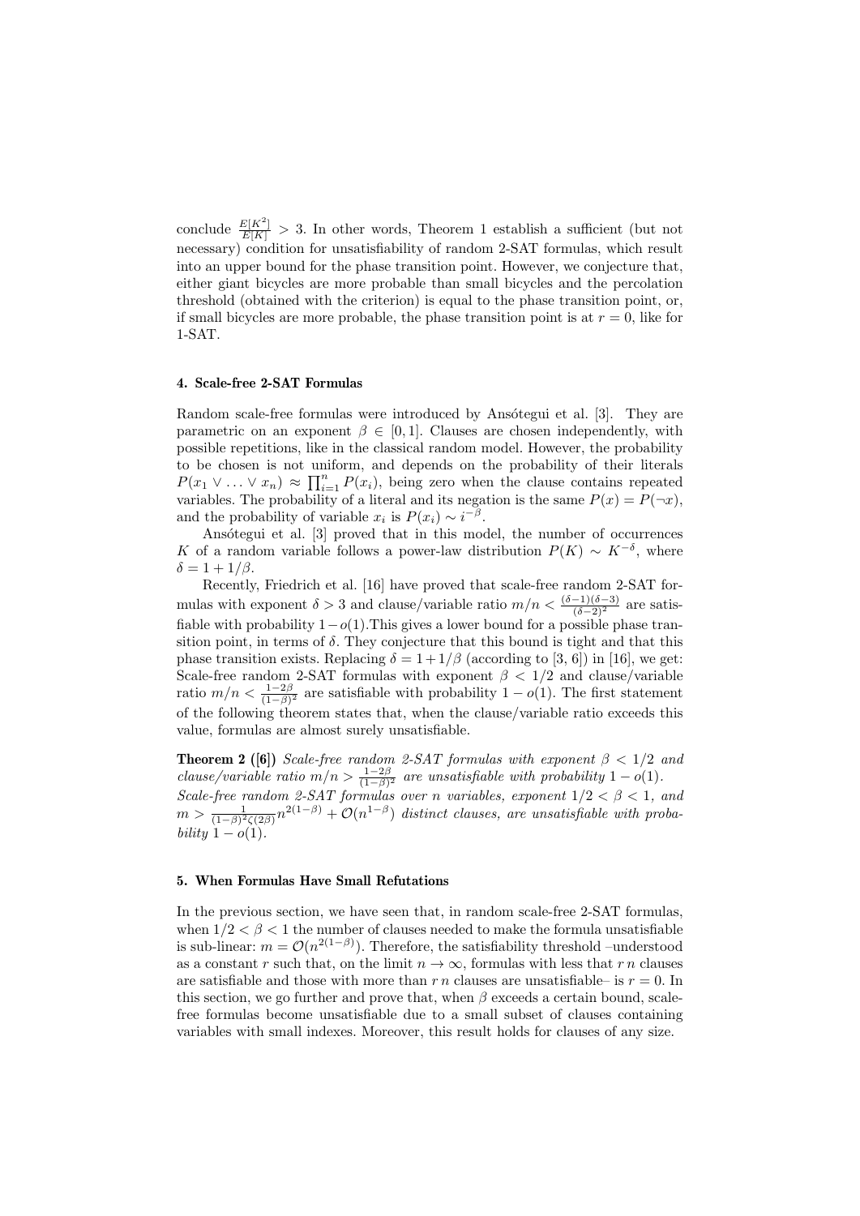conclude $\frac{E[K^2]}{E[K]} > 3$. In other words, Theorem 1 establish a sufficient (but not necessary) condition for unsatisfiability of random 2-SAT formulas, which result into an upper bound for the phase transition point. However, we conjecture that, either giant bicycles are more probable than small bicycles and the percolation threshold (obtained with the criterion) is equal to the phase transition point, or, if small bicycles are more probable, the phase transition point is at $r = 0$, like for 1-SAT.

#### 4. Scale-free 2-SAT Formulas

Random scale-free formulas were introduced by Ansótegui et al. [3]. They are parametric on an exponent $\beta \in [0, 1]$. Clauses are chosen independently, with possible repetitions, like in the classical random model. However, the probability to be chosen is not uniform, and depends on the probability of their literals $P(x_1 \vee \ldots \vee x_n) \approx \prod_{i=1}^{n} P(x_i)$, being zero when the clause contains repeated variables. The probability of a literal and its negation is the same $P(x) = P(\neg x)$, and the probability of variable $x_i$ is $P(x_i) \sim i^{-\beta}$.

Ansótegui et al. [3] proved that in this model, the number of occurrences $K$ of a random variable follows a power-law distribution $P(K) \sim K^{-\delta}$, where $\delta = 1 + 1/\beta$.

Recently, Friedrich et al. [16] have proved that scale-free random 2-SAT formulas with exponent $\delta > 3$ and clause/variable ratio $m/n < \frac{(\delta-1)(\delta-3)}{(\delta-2)^2}$ are satisfiable with probability $1-o(1)$.This gives a lower bound for a possible phase transition point, in terms of $\delta$. They conjecture that this bound is tight and that this phase transition exists. Replacing $\delta = 1+1/\beta$ (according to [3, 6]) in [16], we get: Scale-free random 2-SAT formulas with exponent $\beta < 1/2$ and clause/variable ratio $m/n < \frac{1-2\beta}{(1-\beta)^2}$ are satisfiable with probability $1 - o(1)$. The first statement of the following theorem states that, when the clause/variable ratio exceeds this value, formulas are almost surely unsatisfiable.

**Theorem 2 ([6])** *Scale-free random 2-SAT formulas with exponent $\beta < 1/2$ and clause/variable ratio $m/n > \frac{1-2\beta}{(1-\beta)^2}$ are unsatisfiable with probability $1 - o(1)$.*
*Scale-free random 2-SAT formulas over $n$ variables, exponent $1/2 < \beta < 1$, and $m > \frac{1}{(1-\beta)^2\zeta(2\beta)} n^{2(1-\beta)} + \mathcal{O}(n^{1-\beta})$ distinct clauses, are unsatisfiable with probability $1 - o(1)$.*

#### 5. When Formulas Have Small Refutations

In the previous section, we have seen that, in random scale-free 2-SAT formulas, when $1/2 < \beta < 1$ the number of clauses needed to make the formula unsatisfiable is sub-linear: $m = \mathcal{O}(n^{2(1-\beta)})$. Therefore, the satisfiability threshold –understood as a constant $r$ such that, on the limit $n \to \infty$, formulas with less that $r\,n$ clauses are satisfiable and those with more than $r\,n$ clauses are unsatisfiable– is $r = 0$. In this section, we go further and prove that, when $\beta$ exceeds a certain bound, scale-free formulas become unsatisfiable due to a small subset of clauses containing variables with small indexes. Moreover, this result holds for clauses of any size.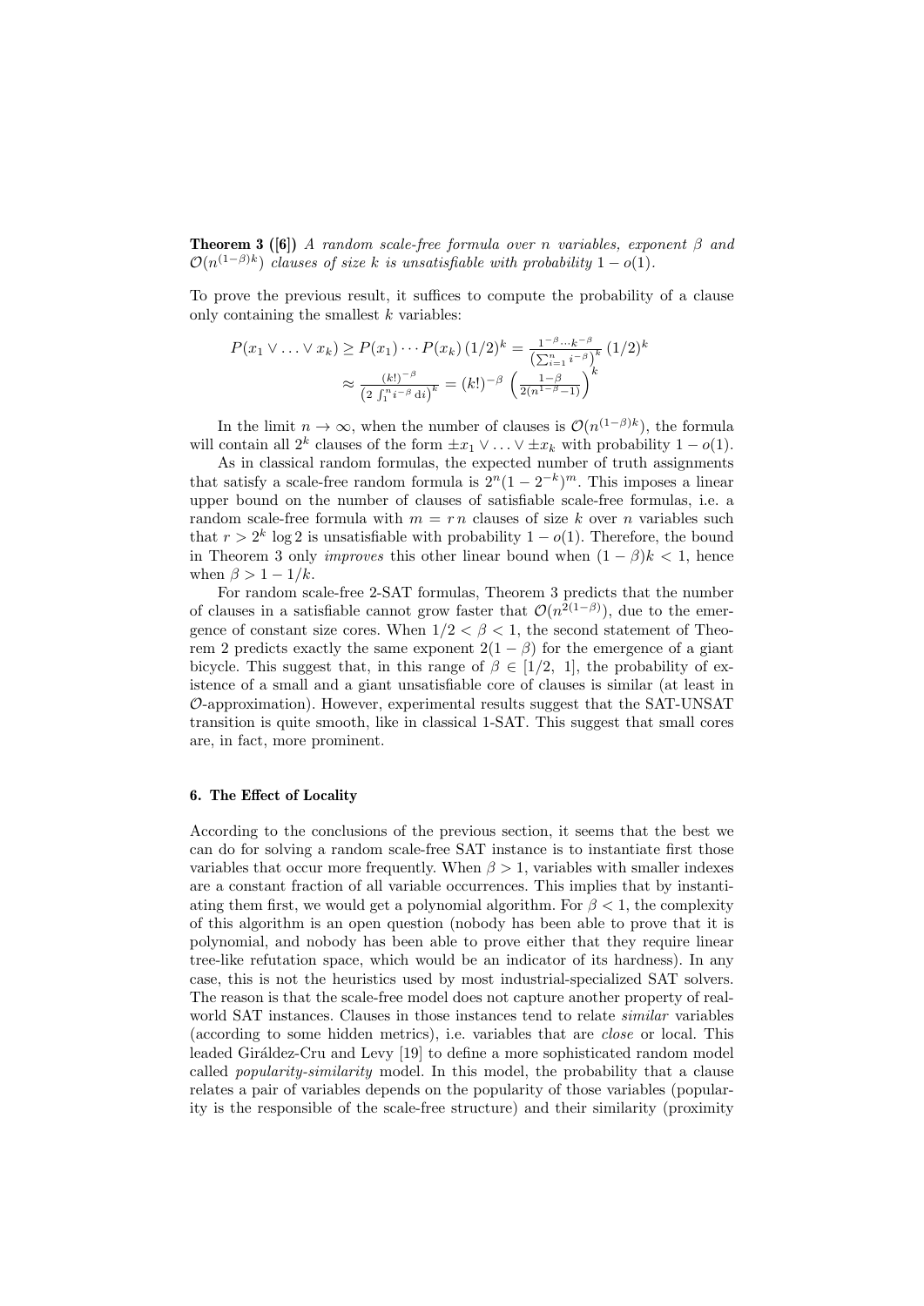**Theorem 3 ([6])** *A random scale-free formula over n variables, exponent β and $\mathcal{O}(n^{(1-\beta)k})$ clauses of size k is unsatisfiable with probability $1 - o(1)$.*

To prove the previous result, it suffices to compute the probability of a clause only containing the smallest $k$ variables:

$$
\begin{aligned}
P(x_1 \vee \ldots \vee x_k) &\geq P(x_1) \cdots P(x_k)\,(1/2)^k = \frac{1^{-\beta} \cdots k^{-\beta}}{\left(\sum_{i=1}^n i^{-\beta}\right)^k}\,(1/2)^k \\
&\approx \frac{(k!)^{-\beta}}{\left(2\int_1^n i^{-\beta}\,\mathrm{d}i\right)^k} = (k!)^{-\beta}\left(\frac{1-\beta}{2(n^{1-\beta}-1)}\right)^k
\end{aligned}
$$

In the limit $n \to \infty$, when the number of clauses is $\mathcal{O}(n^{(1-\beta)k})$, the formula will contain all $2^k$ clauses of the form $\pm x_1 \vee \ldots \vee \pm x_k$ with probability $1 - o(1)$.

As in classical random formulas, the expected number of truth assignments that satisfy a scale-free random formula is $2^n(1-2^{-k})^m$. This imposes a linear upper bound on the number of clauses of satisfiable scale-free formulas, i.e. a random scale-free formula with $m = r\,n$ clauses of size $k$ over $n$ variables such that $r > 2^k \log 2$ is unsatisfiable with probability $1 - o(1)$. Therefore, the bound in Theorem 3 only *improves* this other linear bound when $(1-\beta)k < 1$, hence when $\beta > 1 - 1/k$.

For random scale-free 2-SAT formulas, Theorem 3 predicts that the number of clauses in a satisfiable cannot grow faster that $\mathcal{O}(n^{2(1-\beta)})$, due to the emergence of constant size cores. When $1/2 < \beta < 1$, the second statement of Theorem 2 predicts exactly the same exponent $2(1-\beta)$ for the emergence of a giant bicycle. This suggest that, in this range of $\beta \in [1/2,\ 1]$, the probability of existence of a small and a giant unsatisfiable core of clauses is similar (at least in $\mathcal{O}$-approximation). However, experimental results suggest that the SAT-UNSAT transition is quite smooth, like in classical 1-SAT. This suggest that small cores are, in fact, more prominent.

## 6. The Effect of Locality

According to the conclusions of the previous section, it seems that the best we can do for solving a random scale-free SAT instance is to instantiate first those variables that occur more frequently. When $\beta > 1$, variables with smaller indexes are a constant fraction of all variable occurrences. This implies that by instantiating them first, we would get a polynomial algorithm. For $\beta < 1$, the complexity of this algorithm is an open question (nobody has been able to prove that it is polynomial, and nobody has been able to prove either that they require linear tree-like refutation space, which would be an indicator of its hardness). In any case, this is not the heuristics used by most industrial-specialized SAT solvers. The reason is that the scale-free model does not capture another property of real-world SAT instances. Clauses in those instances tend to relate *similar* variables (according to some hidden metrics), i.e. variables that are *close* or local. This leaded Giráldez-Cru and Levy [19] to define a more sophisticated random model called *popularity-similarity* model. In this model, the probability that a clause relates a pair of variables depends on the popularity of those variables (popularity is the responsible of the scale-free structure) and their similarity (proximity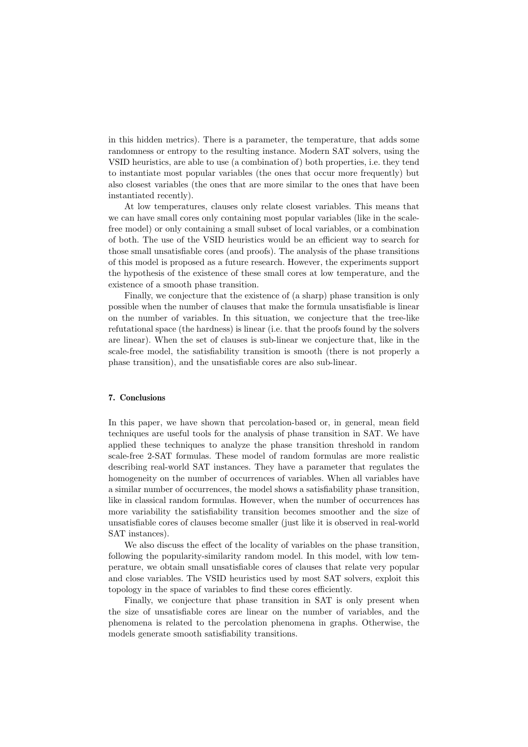in this hidden metrics). There is a parameter, the temperature, that adds some randomness or entropy to the resulting instance. Modern SAT solvers, using the VSID heuristics, are able to use (a combination of) both properties, i.e. they tend to instantiate most popular variables (the ones that occur more frequently) but also closest variables (the ones that are more similar to the ones that have been instantiated recently).

At low temperatures, clauses only relate closest variables. This means that we can have small cores only containing most popular variables (like in the scale-free model) or only containing a small subset of local variables, or a combination of both. The use of the VSID heuristics would be an efficient way to search for those small unsatisfiable cores (and proofs). The analysis of the phase transitions of this model is proposed as a future research. However, the experiments support the hypothesis of the existence of these small cores at low temperature, and the existence of a smooth phase transition.

Finally, we conjecture that the existence of (a sharp) phase transition is only possible when the number of clauses that make the formula unsatisfiable is linear on the number of variables. In this situation, we conjecture that the tree-like refutational space (the hardness) is linear (i.e. that the proofs found by the solvers are linear). When the set of clauses is sub-linear we conjecture that, like in the scale-free model, the satisfiability transition is smooth (there is not properly a phase transition), and the unsatisfiable cores are also sub-linear.

## 7. Conclusions

In this paper, we have shown that percolation-based or, in general, mean field techniques are useful tools for the analysis of phase transition in SAT. We have applied these techniques to analyze the phase transition threshold in random scale-free 2-SAT formulas. These model of random formulas are more realistic describing real-world SAT instances. They have a parameter that regulates the homogeneity on the number of occurrences of variables. When all variables have a similar number of occurrences, the model shows a satisfiability phase transition, like in classical random formulas. However, when the number of occurrences has more variability the satisfiability transition becomes smoother and the size of unsatisfiable cores of clauses become smaller (just like it is observed in real-world SAT instances).

We also discuss the effect of the locality of variables on the phase transition, following the popularity-similarity random model. In this model, with low temperature, we obtain small unsatisfiable cores of clauses that relate very popular and close variables. The VSID heuristics used by most SAT solvers, exploit this topology in the space of variables to find these cores efficiently.

Finally, we conjecture that phase transition in SAT is only present when the size of unsatisfiable cores are linear on the number of variables, and the phenomena is related to the percolation phenomena in graphs. Otherwise, the models generate smooth satisfiability transitions.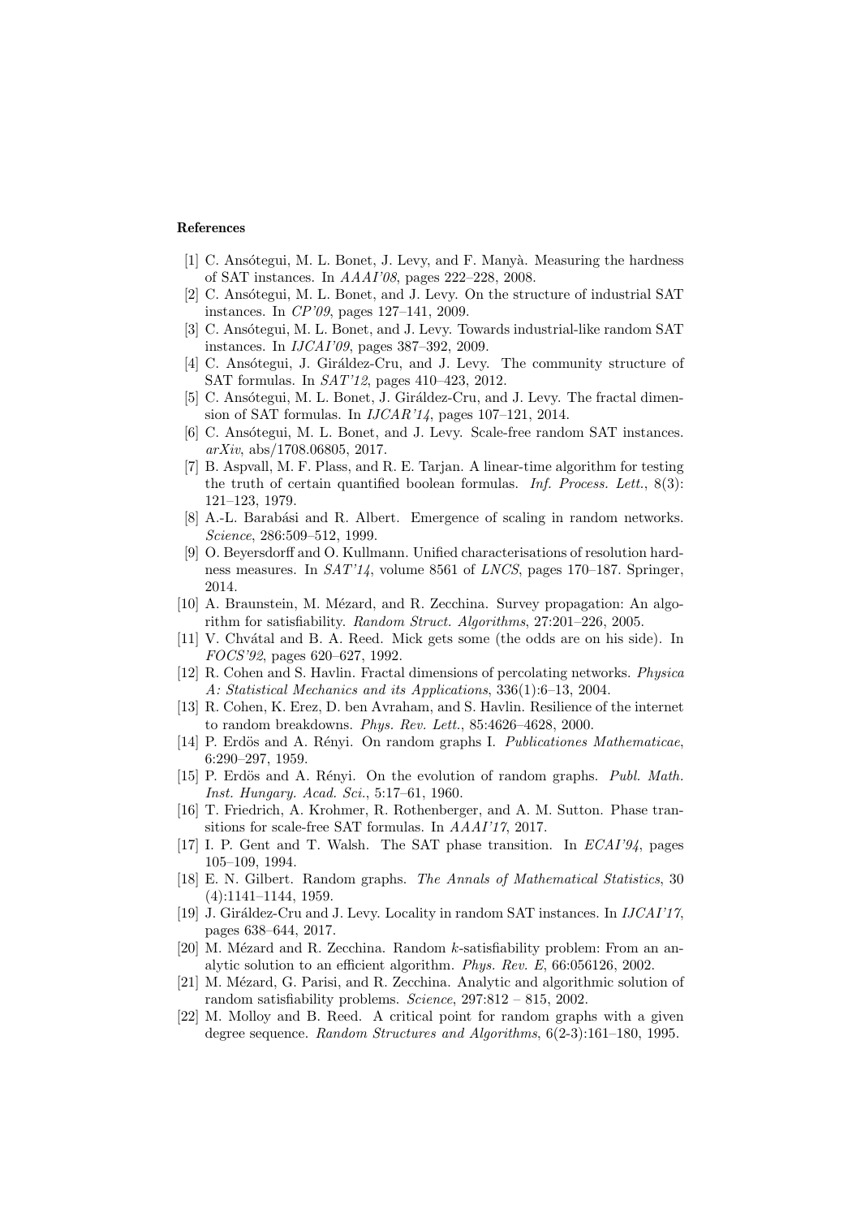#### References

[1] C. Ansótegui, M. L. Bonet, J. Levy, and F. Manyà. Measuring the hardness of SAT instances. In *AAAI'08*, pages 222–228, 2008.

[2] C. Ansótegui, M. L. Bonet, and J. Levy. On the structure of industrial SAT instances. In *CP'09*, pages 127–141, 2009.

[3] C. Ansótegui, M. L. Bonet, and J. Levy. Towards industrial-like random SAT instances. In *IJCAI'09*, pages 387–392, 2009.

[4] C. Ansótegui, J. Giráldez-Cru, and J. Levy. The community structure of SAT formulas. In *SAT'12*, pages 410–423, 2012.

[5] C. Ansótegui, M. L. Bonet, J. Giráldez-Cru, and J. Levy. The fractal dimension of SAT formulas. In *IJCAR'14*, pages 107–121, 2014.

[6] C. Ansótegui, M. L. Bonet, and J. Levy. Scale-free random SAT instances. *arXiv*, abs/1708.06805, 2017.

[7] B. Aspvall, M. F. Plass, and R. E. Tarjan. A linear-time algorithm for testing the truth of certain quantified boolean formulas. *Inf. Process. Lett.*, 8(3): 121–123, 1979.

[8] A.-L. Barabási and R. Albert. Emergence of scaling in random networks. *Science*, 286:509–512, 1999.

[9] O. Beyersdorff and O. Kullmann. Unified characterisations of resolution hardness measures. In *SAT'14*, volume 8561 of *LNCS*, pages 170–187. Springer, 2014.

[10] A. Braunstein, M. Mézard, and R. Zecchina. Survey propagation: An algorithm for satisfiability. *Random Struct. Algorithms*, 27:201–226, 2005.

[11] V. Chvátal and B. A. Reed. Mick gets some (the odds are on his side). In *FOCS'92*, pages 620–627, 1992.

[12] R. Cohen and S. Havlin. Fractal dimensions of percolating networks. *Physica A: Statistical Mechanics and its Applications*, 336(1):6–13, 2004.

[13] R. Cohen, K. Erez, D. ben Avraham, and S. Havlin. Resilience of the internet to random breakdowns. *Phys. Rev. Lett.*, 85:4626–4628, 2000.

[14] P. Erdös and A. Rényi. On random graphs I. *Publicationes Mathematicae*, 6:290–297, 1959.

[15] P. Erdös and A. Rényi. On the evolution of random graphs. *Publ. Math. Inst. Hungary. Acad. Sci.*, 5:17–61, 1960.

[16] T. Friedrich, A. Krohmer, R. Rothenberger, and A. M. Sutton. Phase transitions for scale-free SAT formulas. In *AAAI'17*, 2017.

[17] I. P. Gent and T. Walsh. The SAT phase transition. In *ECAI'94*, pages 105–109, 1994.

[18] E. N. Gilbert. Random graphs. *The Annals of Mathematical Statistics*, 30 (4):1141–1144, 1959.

[19] J. Giráldez-Cru and J. Levy. Locality in random SAT instances. In *IJCAI'17*, pages 638–644, 2017.

[20] M. Mézard and R. Zecchina. Random $k$-satisfiability problem: From an analytic solution to an efficient algorithm. *Phys. Rev. E*, 66:056126, 2002.

[21] M. Mézard, G. Parisi, and R. Zecchina. Analytic and algorithmic solution of random satisfiability problems. *Science*, 297:812 – 815, 2002.

[22] M. Molloy and B. Reed. A critical point for random graphs with a given degree sequence. *Random Structures and Algorithms*, 6(2-3):161–180, 1995.